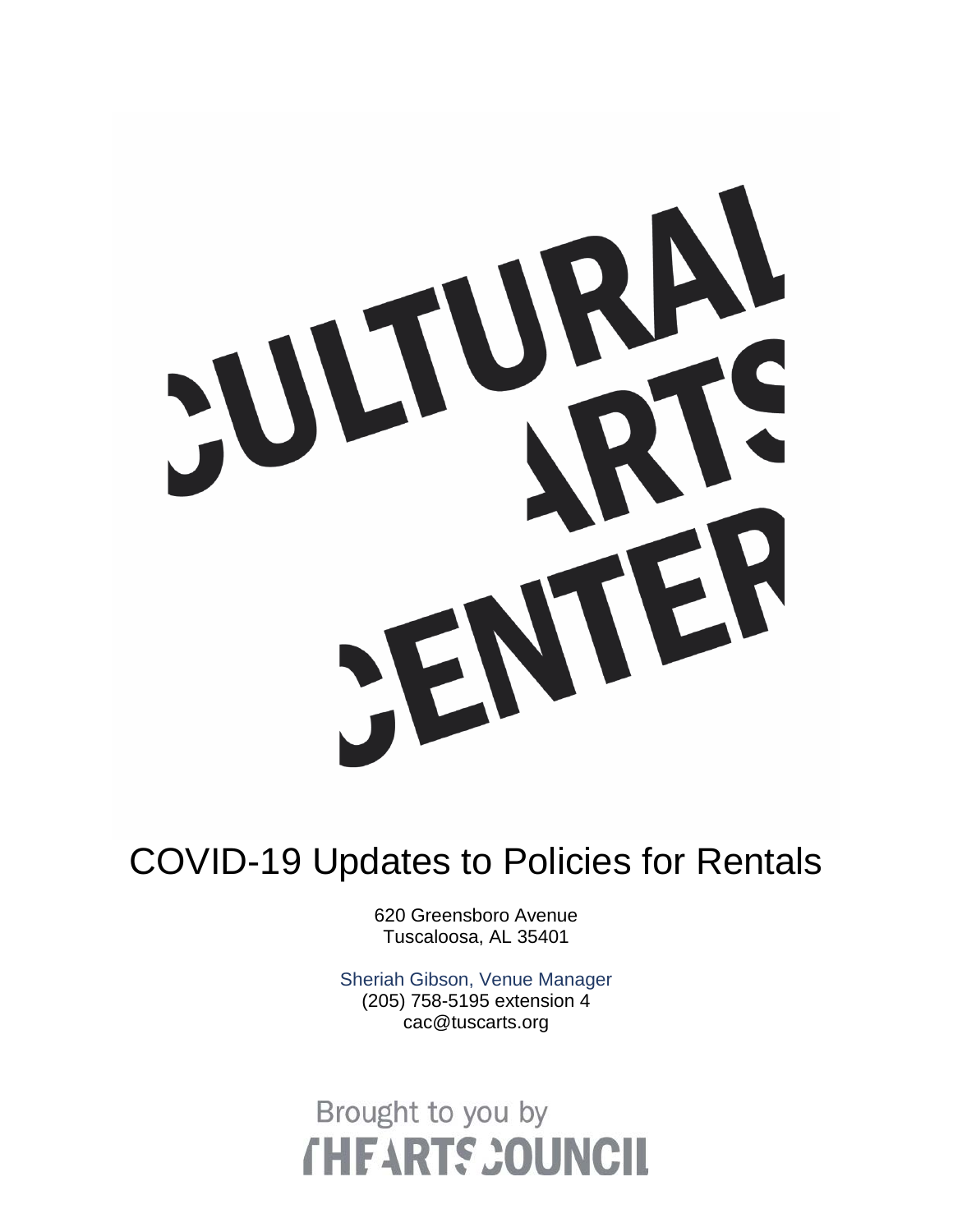CULTURAL ARTS CENTER

# COVID-19 Updates to Policies for Rentals

620 Greensboro Avenue
Tuscaloosa, AL 35401

Sheriah Gibson, Venue Manager
(205) 758-5195 extension 4
cac@tuscarts.org

Brought to you by
THE ARTS COUNCIL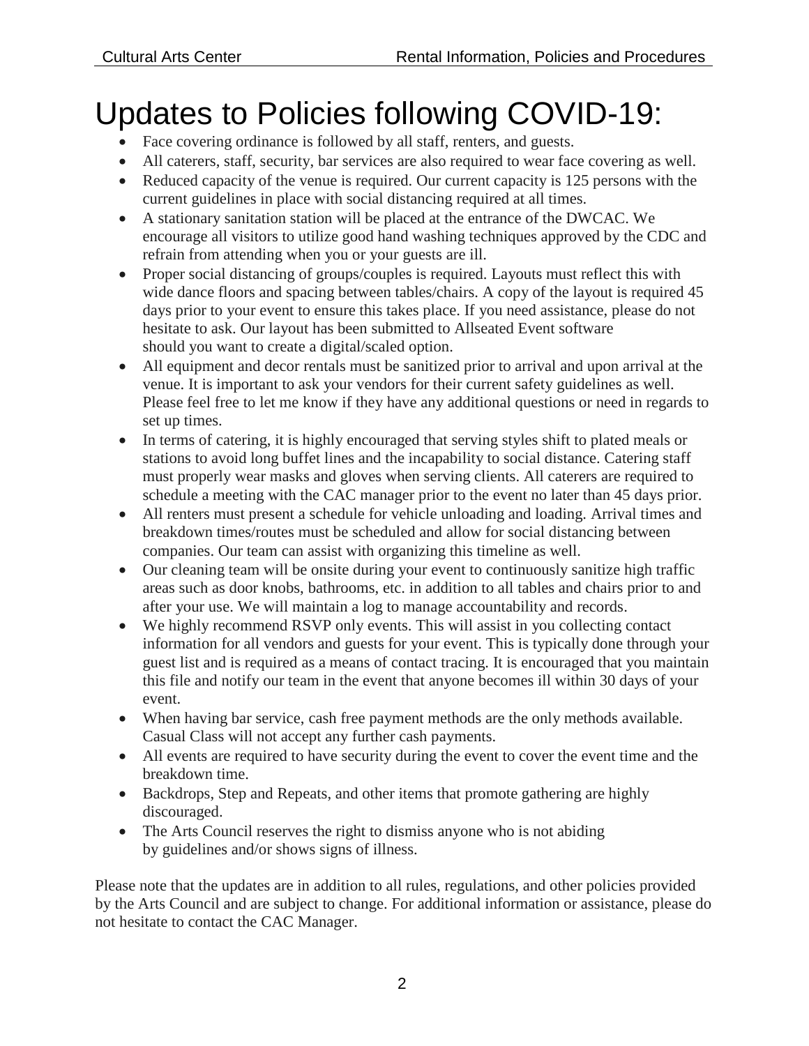# Updates to Policies following COVID-19:

- Face covering ordinance is followed by all staff, renters, and guests.
- All caterers, staff, security, bar services are also required to wear face covering as well.
- Reduced capacity of the venue is required. Our current capacity is 125 persons with the current guidelines in place with social distancing required at all times.
- A stationary sanitation station will be placed at the entrance of the DWCAC. We encourage all visitors to utilize good hand washing techniques approved by the CDC and refrain from attending when you or your guests are ill.
- Proper social distancing of groups/couples is required. Layouts must reflect this with wide dance floors and spacing between tables/chairs. A copy of the layout is required 45 days prior to your event to ensure this takes place. If you need assistance, please do not hesitate to ask. Our layout has been submitted to Allseated Event software should you want to create a digital/scaled option.
- All equipment and decor rentals must be sanitized prior to arrival and upon arrival at the venue. It is important to ask your vendors for their current safety guidelines as well. Please feel free to let me know if they have any additional questions or need in regards to set up times.
- In terms of catering, it is highly encouraged that serving styles shift to plated meals or stations to avoid long buffet lines and the incapability to social distance. Catering staff must properly wear masks and gloves when serving clients. All caterers are required to schedule a meeting with the CAC manager prior to the event no later than 45 days prior.
- All renters must present a schedule for vehicle unloading and loading. Arrival times and breakdown times/routes must be scheduled and allow for social distancing between companies. Our team can assist with organizing this timeline as well.
- Our cleaning team will be onsite during your event to continuously sanitize high traffic areas such as door knobs, bathrooms, etc. in addition to all tables and chairs prior to and after your use. We will maintain a log to manage accountability and records.
- We highly recommend RSVP only events. This will assist in you collecting contact information for all vendors and guests for your event. This is typically done through your guest list and is required as a means of contact tracing. It is encouraged that you maintain this file and notify our team in the event that anyone becomes ill within 30 days of your event.
- When having bar service, cash free payment methods are the only methods available. Casual Class will not accept any further cash payments.
- All events are required to have security during the event to cover the event time and the breakdown time.
- Backdrops, Step and Repeats, and other items that promote gathering are highly discouraged.
- The Arts Council reserves the right to dismiss anyone who is not abiding by guidelines and/or shows signs of illness.

Please note that the updates are in addition to all rules, regulations, and other policies provided by the Arts Council and are subject to change. For additional information or assistance, please do not hesitate to contact the CAC Manager.